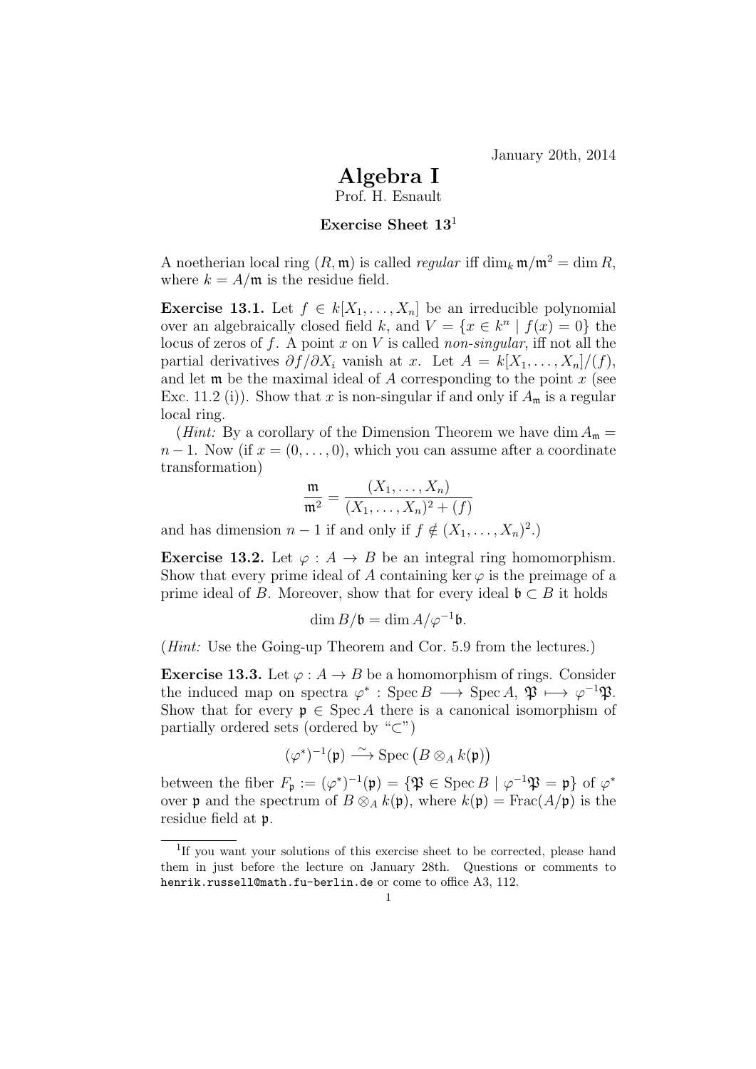January 20th, 2014

# Algebra I

Prof. H. Esnault

### Exercise Sheet 13[1]

A noetherian local ring $(R, \mathfrak{m})$ is called *regular* iff $\dim_k \mathfrak{m}/\mathfrak{m}^2 = \dim R$, where $k = A/\mathfrak{m}$ is the residue field.

**Exercise 13.1.** Let $f \in k[X_1, \ldots, X_n]$ be an irreducible polynomial over an algebraically closed field $k$, and $V = \{x \in k^n \mid f(x) = 0\}$ the locus of zeros of $f$. A point $x$ on $V$ is called *non-singular*, iff not all the partial derivatives $\partial f / \partial X_i$ vanish at $x$. Let $A = k[X_1, \ldots, X_n]/(f)$, and let $\mathfrak{m}$ be the maximal ideal of $A$ corresponding to the point $x$ (see Exc. 11.2 (i)). Show that $x$ is non-singular if and only if $A_\mathfrak{m}$ is a regular local ring.

(*Hint:* By a corollary of the Dimension Theorem we have $\dim A_\mathfrak{m} = n - 1$. Now (if $x = (0, \ldots, 0)$, which you can assume after a coordinate transformation)

$$\frac{\mathfrak{m}}{\mathfrak{m}^2} = \frac{(X_1, \ldots, X_n)}{(X_1, \ldots, X_n)^2 + (f)}$$

and has dimension $n - 1$ if and only if $f \notin (X_1, \ldots, X_n)^2$.)

**Exercise 13.2.** Let $\varphi : A \to B$ be an integral ring homomorphism. Show that every prime ideal of $A$ containing $\ker \varphi$ is the preimage of a prime ideal of $B$. Moreover, show that for every ideal $\mathfrak{b} \subset B$ it holds

$$\dim B/\mathfrak{b} = \dim A/\varphi^{-1}\mathfrak{b}.$$

(*Hint:* Use the Going-up Theorem and Cor. 5.9 from the lectures.)

**Exercise 13.3.** Let $\varphi : A \to B$ be a homomorphism of rings. Consider the induced map on spectra $\varphi^* : \operatorname{Spec} B \longrightarrow \operatorname{Spec} A$, $\mathfrak{P} \longmapsto \varphi^{-1}\mathfrak{P}$. Show that for every $\mathfrak{p} \in \operatorname{Spec} A$ there is a canonical isomorphism of partially ordered sets (ordered by "$\subset$")

$$(\varphi^*)^{-1}(\mathfrak{p}) \xrightarrow{\sim} \operatorname{Spec}\big(B \otimes_A k(\mathfrak{p})\big)$$

between the fiber $F_\mathfrak{p} := (\varphi^*)^{-1}(\mathfrak{p}) = \{\mathfrak{P} \in \operatorname{Spec} B \mid \varphi^{-1}\mathfrak{P} = \mathfrak{p}\}$ of $\varphi^*$ over $\mathfrak{p}$ and the spectrum of $B \otimes_A k(\mathfrak{p})$, where $k(\mathfrak{p}) = \operatorname{Frac}(A/\mathfrak{p})$ is the residue field at $\mathfrak{p}$.

---

[1] If you want your solutions of this exercise sheet to be corrected, please hand them in just before the lecture on January 28th. Questions or comments to `henrik.russell@math.fu-berlin.de` or come to office A3, 112.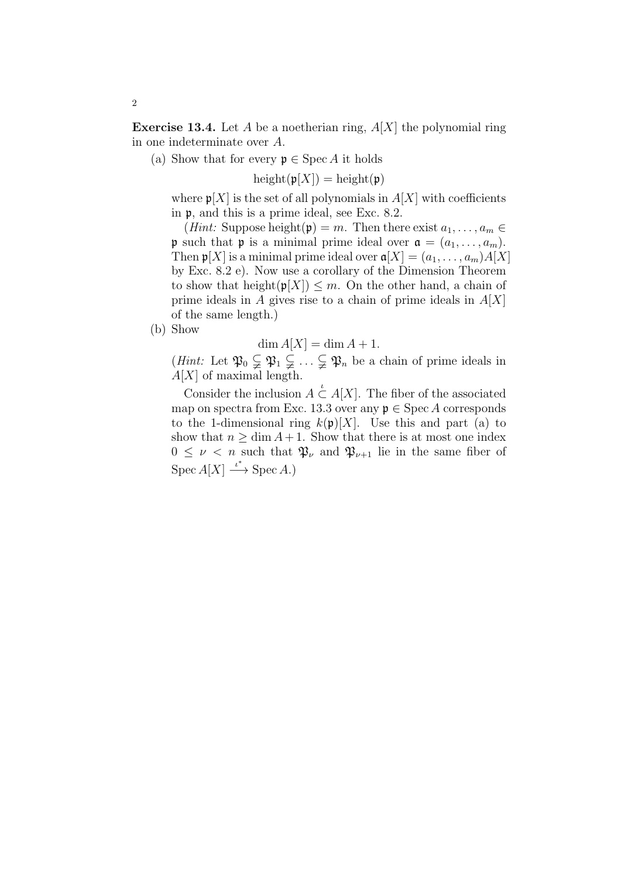**Exercise 13.4.** Let $A$ be a noetherian ring, $A[X]$ the polynomial ring in one indeterminate over $A$.

(a) Show that for every $\mathfrak{p} \in \operatorname{Spec} A$ it holds

$$\operatorname{height}(\mathfrak{p}[X]) = \operatorname{height}(\mathfrak{p})$$

where $\mathfrak{p}[X]$ is the set of all polynomials in $A[X]$ with coefficients in $\mathfrak{p}$, and this is a prime ideal, see Exc. 8.2.

(*Hint:* Suppose $\operatorname{height}(\mathfrak{p}) = m$. Then there exist $a_1, \ldots, a_m \in \mathfrak{p}$ such that $\mathfrak{p}$ is a minimal prime ideal over $\mathfrak{a} = (a_1, \ldots, a_m)$. Then $\mathfrak{p}[X]$ is a minimal prime ideal over $\mathfrak{a}[X] = (a_1, \ldots, a_m)A[X]$ by Exc. 8.2 e). Now use a corollary of the Dimension Theorem to show that $\operatorname{height}(\mathfrak{p}[X]) \leq m$. On the other hand, a chain of prime ideals in $A$ gives rise to a chain of prime ideals in $A[X]$ of the same length.)

(b) Show

$$\dim A[X] = \dim A + 1.$$

(*Hint:* Let $\mathfrak{P}_0 \subsetneqq \mathfrak{P}_1 \subsetneqq \ldots \subsetneqq \mathfrak{P}_n$ be a chain of prime ideals in $A[X]$ of maximal length.

Consider the inclusion $A \overset{\iota}{\subset} A[X]$. The fiber of the associated map on spectra from Exc. 13.3 over any $\mathfrak{p} \in \operatorname{Spec} A$ corresponds to the 1-dimensional ring $k(\mathfrak{p})[X]$. Use this and part (a) to show that $n \geq \dim A + 1$. Show that there is at most one index $0 \leq \nu < n$ such that $\mathfrak{P}_\nu$ and $\mathfrak{P}_{\nu+1}$ lie in the same fiber of $\operatorname{Spec} A[X] \xrightarrow{\iota^*} \operatorname{Spec} A$.)